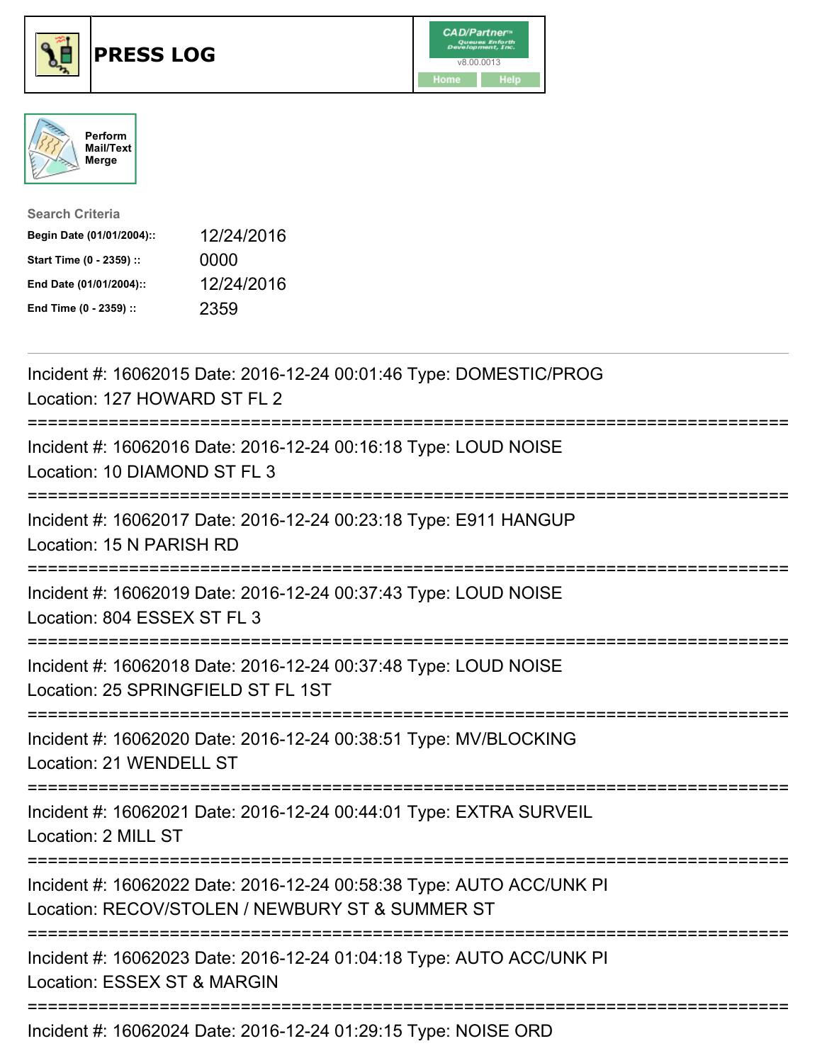# PRESS LOG

CAD/Partner v8.00.0013

Home | Help

Perform Mail/Text Merge

**Search Criteria**

| | |
|---|---|
| Begin Date (01/01/2004):: | 12/24/2016 |
| Start Time (0 - 2359) :: | 0000 |
| End Date (01/01/2004):: | 12/24/2016 |
| End Time (0 - 2359) :: | 2359 |

---

Incident #: 16062015 Date: 2016-12-24 00:01:46 Type: DOMESTIC/PROG
Location: 127 HOWARD ST FL 2

===========================================================================

Incident #: 16062016 Date: 2016-12-24 00:16:18 Type: LOUD NOISE
Location: 10 DIAMOND ST FL 3

===========================================================================

Incident #: 16062017 Date: 2016-12-24 00:23:18 Type: E911 HANGUP
Location: 15 N PARISH RD

===========================================================================

Incident #: 16062019 Date: 2016-12-24 00:37:43 Type: LOUD NOISE
Location: 804 ESSEX ST FL 3

===========================================================================

Incident #: 16062018 Date: 2016-12-24 00:37:48 Type: LOUD NOISE
Location: 25 SPRINGFIELD ST FL 1ST

===========================================================================

Incident #: 16062020 Date: 2016-12-24 00:38:51 Type: MV/BLOCKING
Location: 21 WENDELL ST

===========================================================================

Incident #: 16062021 Date: 2016-12-24 00:44:01 Type: EXTRA SURVEIL
Location: 2 MILL ST

===========================================================================

Incident #: 16062022 Date: 2016-12-24 00:58:38 Type: AUTO ACC/UNK PI
Location: RECOV/STOLEN / NEWBURY ST & SUMMER ST

===========================================================================

Incident #: 16062023 Date: 2016-12-24 01:04:18 Type: AUTO ACC/UNK PI
Location: ESSEX ST & MARGIN

===========================================================================

Incident #: 16062024 Date: 2016-12-24 01:29:15 Type: NOISE ORD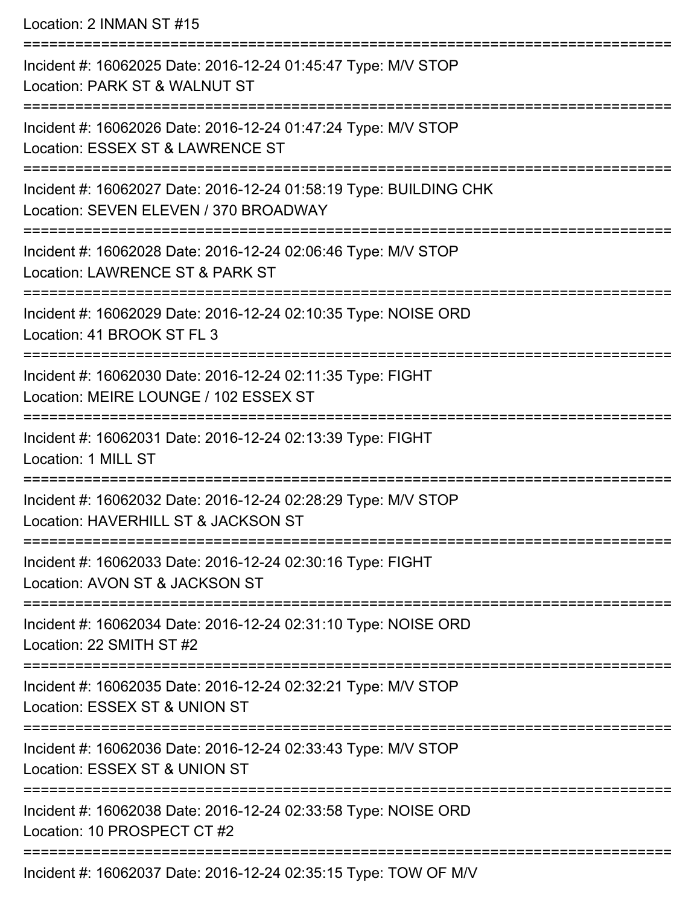Location: 2 INMAN ST #15

===========================================================================

Incident #: 16062025 Date: 2016-12-24 01:45:47 Type: M/V STOP
Location: PARK ST & WALNUT ST

===========================================================================

Incident #: 16062026 Date: 2016-12-24 01:47:24 Type: M/V STOP
Location: ESSEX ST & LAWRENCE ST

===========================================================================

Incident #: 16062027 Date: 2016-12-24 01:58:19 Type: BUILDING CHK
Location: SEVEN ELEVEN / 370 BROADWAY

===========================================================================

Incident #: 16062028 Date: 2016-12-24 02:06:46 Type: M/V STOP
Location: LAWRENCE ST & PARK ST

===========================================================================

Incident #: 16062029 Date: 2016-12-24 02:10:35 Type: NOISE ORD
Location: 41 BROOK ST FL 3

===========================================================================

Incident #: 16062030 Date: 2016-12-24 02:11:35 Type: FIGHT
Location: MEIRE LOUNGE / 102 ESSEX ST

===========================================================================

Incident #: 16062031 Date: 2016-12-24 02:13:39 Type: FIGHT
Location: 1 MILL ST

===========================================================================

Incident #: 16062032 Date: 2016-12-24 02:28:29 Type: M/V STOP
Location: HAVERHILL ST & JACKSON ST

===========================================================================

Incident #: 16062033 Date: 2016-12-24 02:30:16 Type: FIGHT
Location: AVON ST & JACKSON ST

===========================================================================

Incident #: 16062034 Date: 2016-12-24 02:31:10 Type: NOISE ORD
Location: 22 SMITH ST #2

===========================================================================

Incident #: 16062035 Date: 2016-12-24 02:32:21 Type: M/V STOP
Location: ESSEX ST & UNION ST

===========================================================================

Incident #: 16062036 Date: 2016-12-24 02:33:43 Type: M/V STOP
Location: ESSEX ST & UNION ST

===========================================================================

Incident #: 16062038 Date: 2016-12-24 02:33:58 Type: NOISE ORD
Location: 10 PROSPECT CT #2

===========================================================================

Incident #: 16062037 Date: 2016-12-24 02:35:15 Type: TOW OF M/V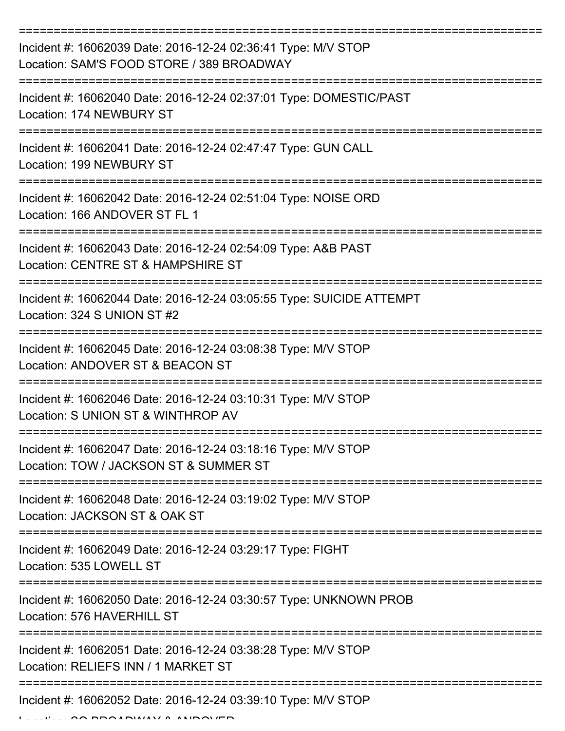===========================================================================

Incident #: 16062039 Date: 2016-12-24 02:36:41 Type: M/V STOP
Location: SAM'S FOOD STORE / 389 BROADWAY

===========================================================================

Incident #: 16062040 Date: 2016-12-24 02:37:01 Type: DOMESTIC/PAST
Location: 174 NEWBURY ST

===========================================================================

Incident #: 16062041 Date: 2016-12-24 02:47:47 Type: GUN CALL
Location: 199 NEWBURY ST

===========================================================================

Incident #: 16062042 Date: 2016-12-24 02:51:04 Type: NOISE ORD
Location: 166 ANDOVER ST FL 1

===========================================================================

Incident #: 16062043 Date: 2016-12-24 02:54:09 Type: A&B PAST
Location: CENTRE ST & HAMPSHIRE ST

===========================================================================

Incident #: 16062044 Date: 2016-12-24 03:05:55 Type: SUICIDE ATTEMPT
Location: 324 S UNION ST #2

===========================================================================

Incident #: 16062045 Date: 2016-12-24 03:08:38 Type: M/V STOP
Location: ANDOVER ST & BEACON ST

===========================================================================

Incident #: 16062046 Date: 2016-12-24 03:10:31 Type: M/V STOP
Location: S UNION ST & WINTHROP AV

===========================================================================

Incident #: 16062047 Date: 2016-12-24 03:18:16 Type: M/V STOP
Location: TOW / JACKSON ST & SUMMER ST

===========================================================================

Incident #: 16062048 Date: 2016-12-24 03:19:02 Type: M/V STOP
Location: JACKSON ST & OAK ST

===========================================================================

Incident #: 16062049 Date: 2016-12-24 03:29:17 Type: FIGHT
Location: 535 LOWELL ST

===========================================================================

Incident #: 16062050 Date: 2016-12-24 03:30:57 Type: UNKNOWN PROB
Location: 576 HAVERHILL ST

===========================================================================

Incident #: 16062051 Date: 2016-12-24 03:38:28 Type: M/V STOP
Location: RELIEFS INN / 1 MARKET ST

===========================================================================

Incident #: 16062052 Date: 2016-12-24 03:39:10 Type: M/V STOP
Location: SO BROADWAY & ANDOVER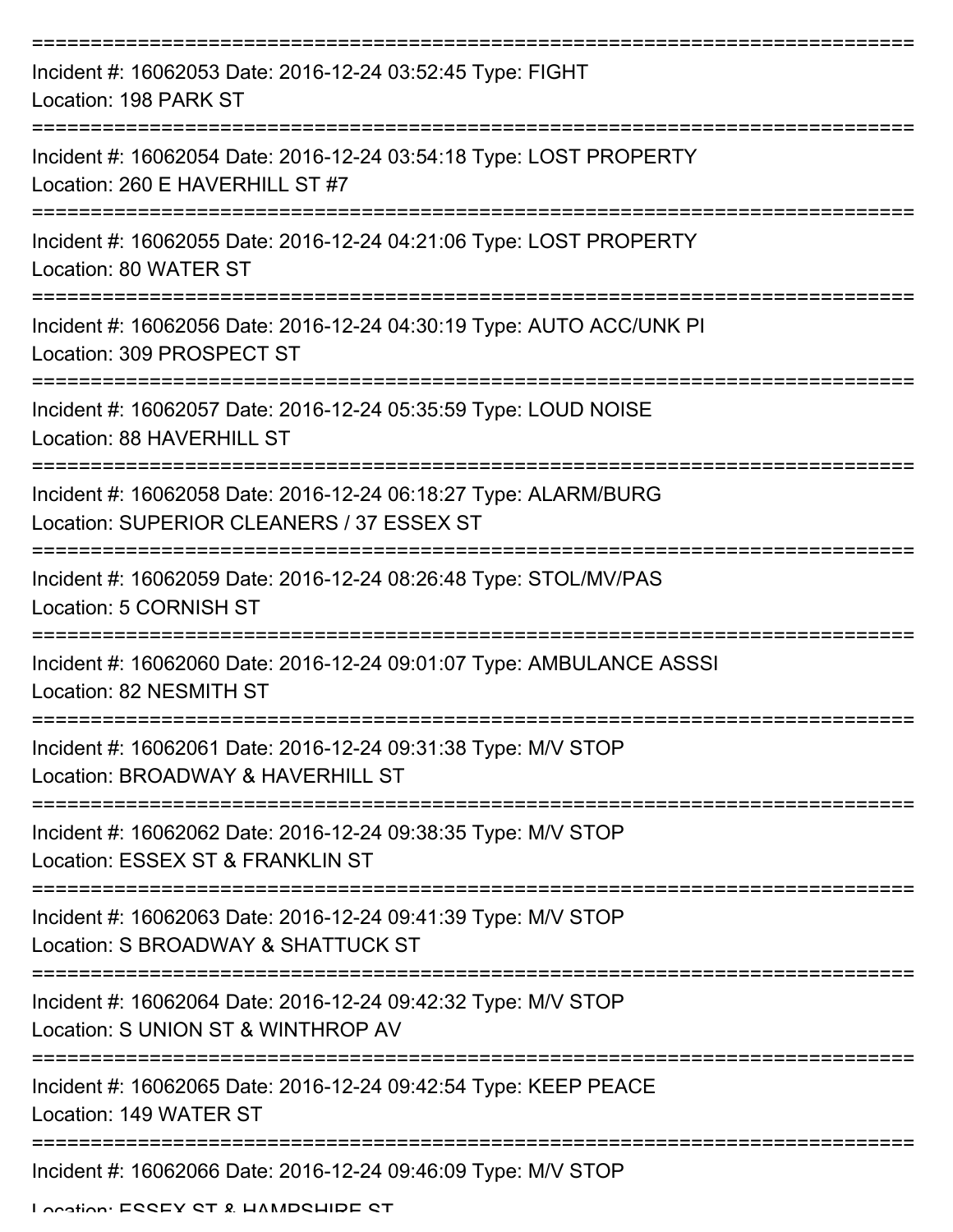Incident #: 16062053 Date: 2016-12-24 03:52:45 Type: FIGHT
Location: 198 PARK ST

Incident #: 16062054 Date: 2016-12-24 03:54:18 Type: LOST PROPERTY
Location: 260 E HAVERHILL ST #7

Incident #: 16062055 Date: 2016-12-24 04:21:06 Type: LOST PROPERTY
Location: 80 WATER ST

Incident #: 16062056 Date: 2016-12-24 04:30:19 Type: AUTO ACC/UNK PI
Location: 309 PROSPECT ST

Incident #: 16062057 Date: 2016-12-24 05:35:59 Type: LOUD NOISE
Location: 88 HAVERHILL ST

Incident #: 16062058 Date: 2016-12-24 06:18:27 Type: ALARM/BURG
Location: SUPERIOR CLEANERS / 37 ESSEX ST

Incident #: 16062059 Date: 2016-12-24 08:26:48 Type: STOL/MV/PAS
Location: 5 CORNISH ST

Incident #: 16062060 Date: 2016-12-24 09:01:07 Type: AMBULANCE ASSSI
Location: 82 NESMITH ST

Incident #: 16062061 Date: 2016-12-24 09:31:38 Type: M/V STOP
Location: BROADWAY & HAVERHILL ST

Incident #: 16062062 Date: 2016-12-24 09:38:35 Type: M/V STOP
Location: ESSEX ST & FRANKLIN ST

Incident #: 16062063 Date: 2016-12-24 09:41:39 Type: M/V STOP
Location: S BROADWAY & SHATTUCK ST

Incident #: 16062064 Date: 2016-12-24 09:42:32 Type: M/V STOP
Location: S UNION ST & WINTHROP AV

Incident #: 16062065 Date: 2016-12-24 09:42:54 Type: KEEP PEACE
Location: 149 WATER ST

Incident #: 16062066 Date: 2016-12-24 09:46:09 Type: M/V STOP
Location: ESSEX ST & HAMPSHIRE ST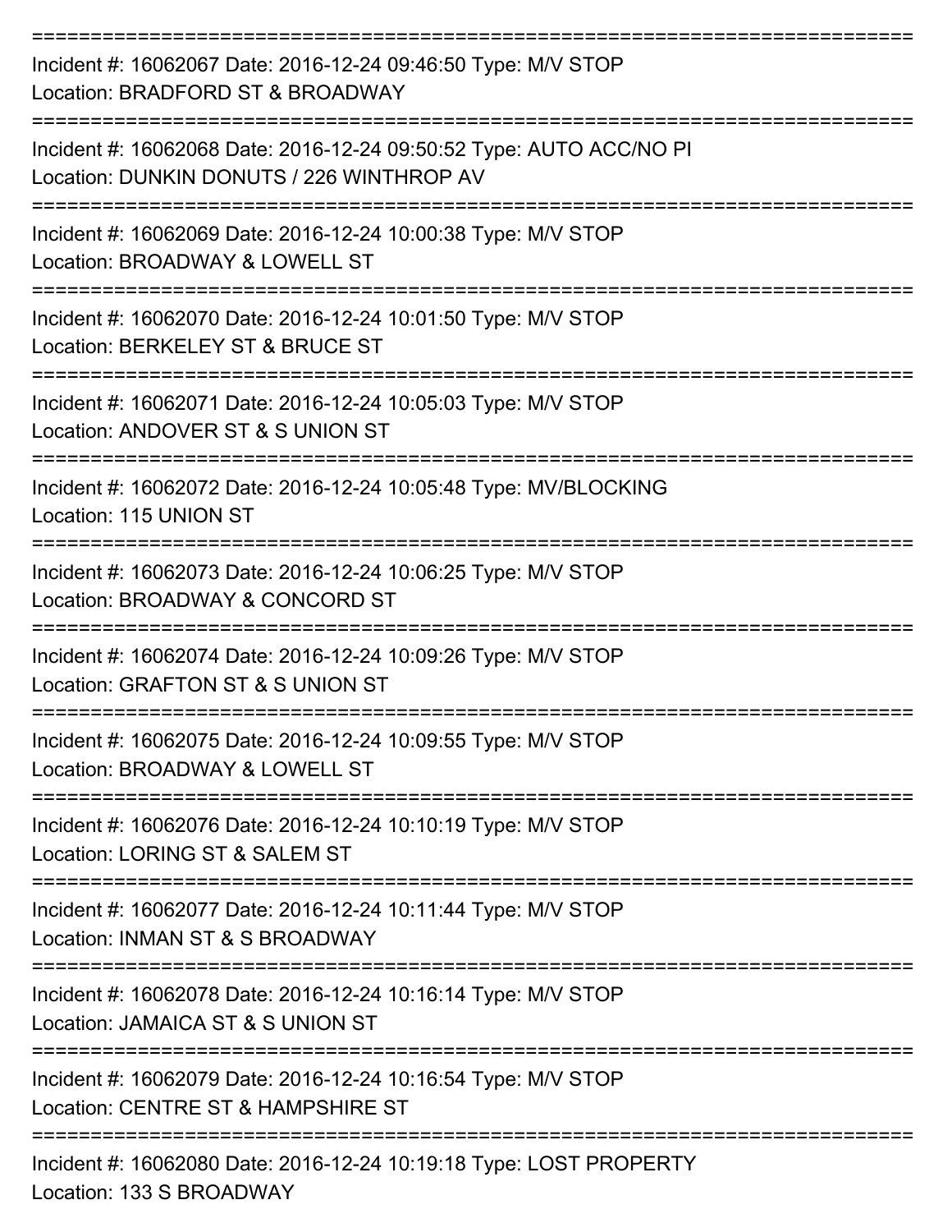===========================================================================

Incident #: 16062067 Date: 2016-12-24 09:46:50 Type: M/V STOP
Location: BRADFORD ST & BROADWAY

===========================================================================

Incident #: 16062068 Date: 2016-12-24 09:50:52 Type: AUTO ACC/NO PI
Location: DUNKIN DONUTS / 226 WINTHROP AV

===========================================================================

Incident #: 16062069 Date: 2016-12-24 10:00:38 Type: M/V STOP
Location: BROADWAY & LOWELL ST

===========================================================================

Incident #: 16062070 Date: 2016-12-24 10:01:50 Type: M/V STOP
Location: BERKELEY ST & BRUCE ST

===========================================================================

Incident #: 16062071 Date: 2016-12-24 10:05:03 Type: M/V STOP
Location: ANDOVER ST & S UNION ST

===========================================================================

Incident #: 16062072 Date: 2016-12-24 10:05:48 Type: MV/BLOCKING
Location: 115 UNION ST

===========================================================================

Incident #: 16062073 Date: 2016-12-24 10:06:25 Type: M/V STOP
Location: BROADWAY & CONCORD ST

===========================================================================

Incident #: 16062074 Date: 2016-12-24 10:09:26 Type: M/V STOP
Location: GRAFTON ST & S UNION ST

===========================================================================

Incident #: 16062075 Date: 2016-12-24 10:09:55 Type: M/V STOP
Location: BROADWAY & LOWELL ST

===========================================================================

Incident #: 16062076 Date: 2016-12-24 10:10:19 Type: M/V STOP
Location: LORING ST & SALEM ST

===========================================================================

Incident #: 16062077 Date: 2016-12-24 10:11:44 Type: M/V STOP
Location: INMAN ST & S BROADWAY

===========================================================================

Incident #: 16062078 Date: 2016-12-24 10:16:14 Type: M/V STOP
Location: JAMAICA ST & S UNION ST

===========================================================================

Incident #: 16062079 Date: 2016-12-24 10:16:54 Type: M/V STOP
Location: CENTRE ST & HAMPSHIRE ST

===========================================================================

Incident #: 16062080 Date: 2016-12-24 10:19:18 Type: LOST PROPERTY
Location: 133 S BROADWAY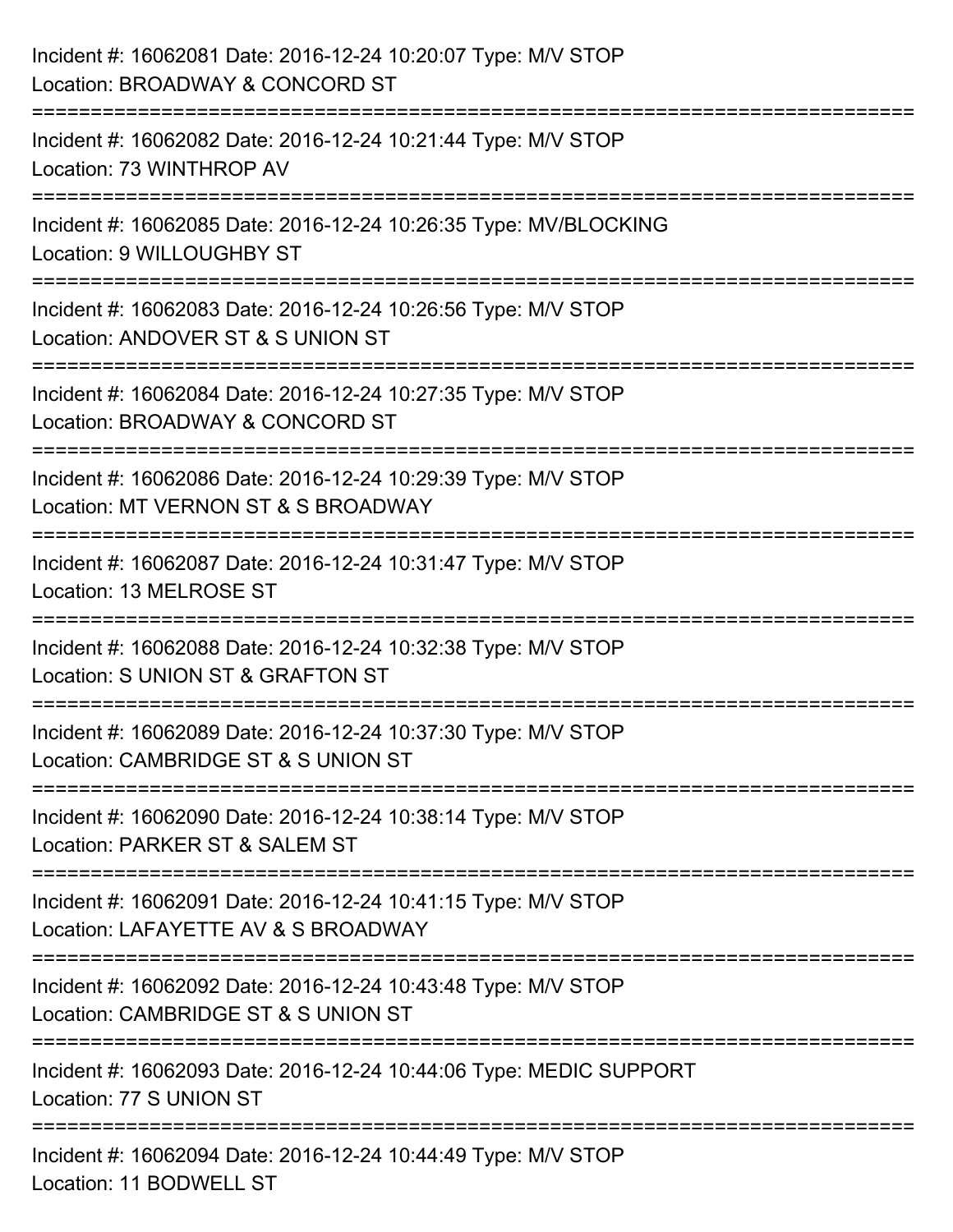Incident #: 16062081 Date: 2016-12-24 10:20:07 Type: M/V STOP
Location: BROADWAY & CONCORD ST

===========================================================================

Incident #: 16062082 Date: 2016-12-24 10:21:44 Type: M/V STOP
Location: 73 WINTHROP AV

===========================================================================

Incident #: 16062085 Date: 2016-12-24 10:26:35 Type: MV/BLOCKING
Location: 9 WILLOUGHBY ST

===========================================================================

Incident #: 16062083 Date: 2016-12-24 10:26:56 Type: M/V STOP
Location: ANDOVER ST & S UNION ST

===========================================================================

Incident #: 16062084 Date: 2016-12-24 10:27:35 Type: M/V STOP
Location: BROADWAY & CONCORD ST

===========================================================================

Incident #: 16062086 Date: 2016-12-24 10:29:39 Type: M/V STOP
Location: MT VERNON ST & S BROADWAY

===========================================================================

Incident #: 16062087 Date: 2016-12-24 10:31:47 Type: M/V STOP
Location: 13 MELROSE ST

===========================================================================

Incident #: 16062088 Date: 2016-12-24 10:32:38 Type: M/V STOP
Location: S UNION ST & GRAFTON ST

===========================================================================

Incident #: 16062089 Date: 2016-12-24 10:37:30 Type: M/V STOP
Location: CAMBRIDGE ST & S UNION ST

===========================================================================

Incident #: 16062090 Date: 2016-12-24 10:38:14 Type: M/V STOP
Location: PARKER ST & SALEM ST

===========================================================================

Incident #: 16062091 Date: 2016-12-24 10:41:15 Type: M/V STOP
Location: LAFAYETTE AV & S BROADWAY

===========================================================================

Incident #: 16062092 Date: 2016-12-24 10:43:48 Type: M/V STOP
Location: CAMBRIDGE ST & S UNION ST

===========================================================================

Incident #: 16062093 Date: 2016-12-24 10:44:06 Type: MEDIC SUPPORT
Location: 77 S UNION ST

===========================================================================

Incident #: 16062094 Date: 2016-12-24 10:44:49 Type: M/V STOP
Location: 11 BODWELL ST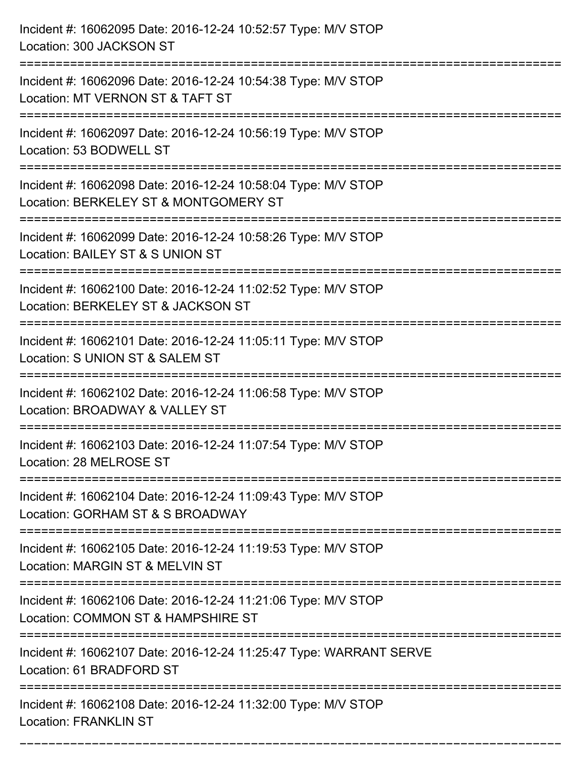Incident #: 16062095 Date: 2016-12-24 10:52:57 Type: M/V STOP
Location: 300 JACKSON ST

===========================================================================

Incident #: 16062096 Date: 2016-12-24 10:54:38 Type: M/V STOP
Location: MT VERNON ST & TAFT ST

===========================================================================

Incident #: 16062097 Date: 2016-12-24 10:56:19 Type: M/V STOP
Location: 53 BODWELL ST

===========================================================================

Incident #: 16062098 Date: 2016-12-24 10:58:04 Type: M/V STOP
Location: BERKELEY ST & MONTGOMERY ST

===========================================================================

Incident #: 16062099 Date: 2016-12-24 10:58:26 Type: M/V STOP
Location: BAILEY ST & S UNION ST

===========================================================================

Incident #: 16062100 Date: 2016-12-24 11:02:52 Type: M/V STOP
Location: BERKELEY ST & JACKSON ST

===========================================================================

Incident #: 16062101 Date: 2016-12-24 11:05:11 Type: M/V STOP
Location: S UNION ST & SALEM ST

===========================================================================

Incident #: 16062102 Date: 2016-12-24 11:06:58 Type: M/V STOP
Location: BROADWAY & VALLEY ST

===========================================================================

Incident #: 16062103 Date: 2016-12-24 11:07:54 Type: M/V STOP
Location: 28 MELROSE ST

===========================================================================

Incident #: 16062104 Date: 2016-12-24 11:09:43 Type: M/V STOP
Location: GORHAM ST & S BROADWAY

===========================================================================

Incident #: 16062105 Date: 2016-12-24 11:19:53 Type: M/V STOP
Location: MARGIN ST & MELVIN ST

===========================================================================

Incident #: 16062106 Date: 2016-12-24 11:21:06 Type: M/V STOP
Location: COMMON ST & HAMPSHIRE ST

===========================================================================

Incident #: 16062107 Date: 2016-12-24 11:25:47 Type: WARRANT SERVE
Location: 61 BRADFORD ST

===========================================================================

Incident #: 16062108 Date: 2016-12-24 11:32:00 Type: M/V STOP
Location: FRANKLIN ST

===========================================================================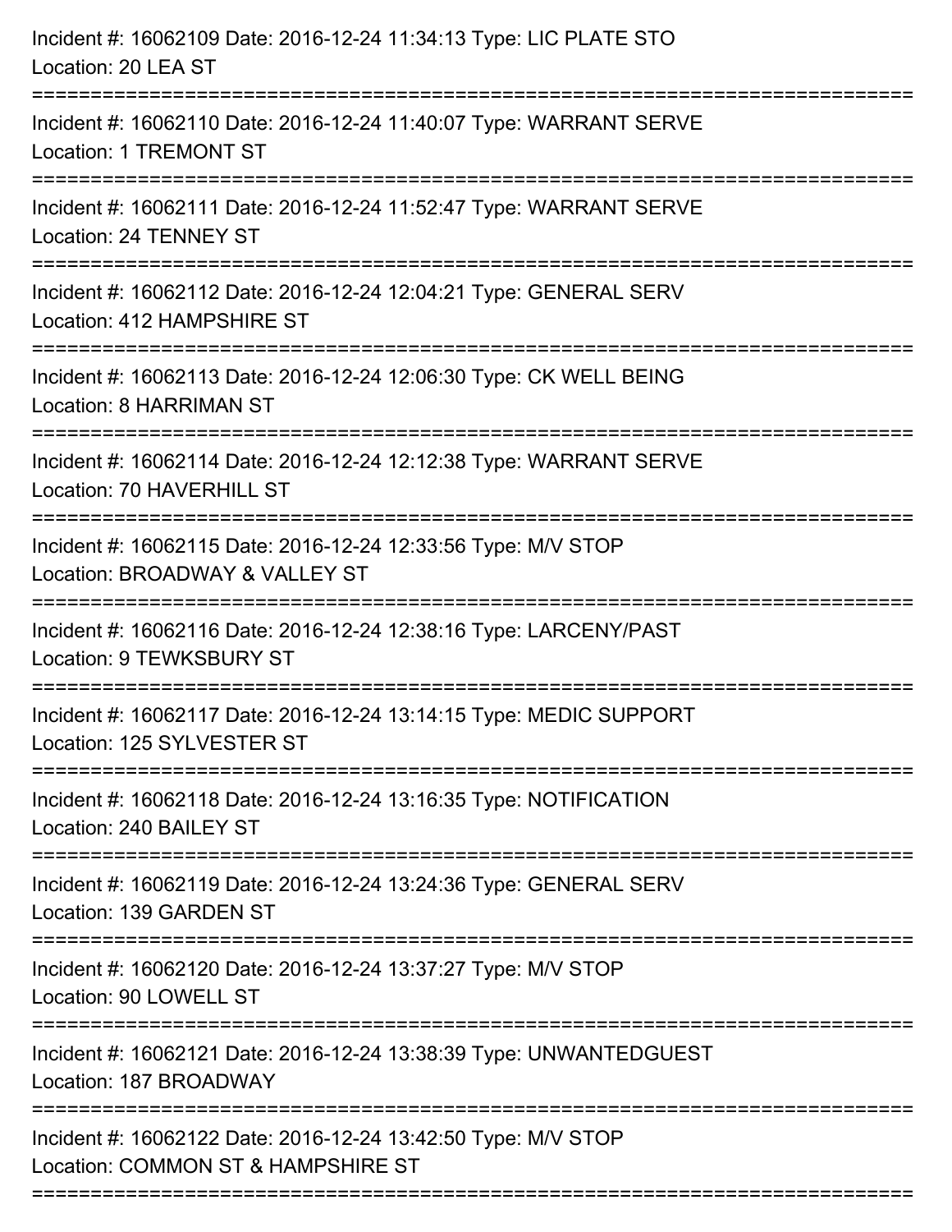Incident #: 16062109 Date: 2016-12-24 11:34:13 Type: LIC PLATE STO
Location: 20 LEA ST

===========================================================================

Incident #: 16062110 Date: 2016-12-24 11:40:07 Type: WARRANT SERVE
Location: 1 TREMONT ST

===========================================================================

Incident #: 16062111 Date: 2016-12-24 11:52:47 Type: WARRANT SERVE
Location: 24 TENNEY ST

===========================================================================

Incident #: 16062112 Date: 2016-12-24 12:04:21 Type: GENERAL SERV
Location: 412 HAMPSHIRE ST

===========================================================================

Incident #: 16062113 Date: 2016-12-24 12:06:30 Type: CK WELL BEING
Location: 8 HARRIMAN ST

===========================================================================

Incident #: 16062114 Date: 2016-12-24 12:12:38 Type: WARRANT SERVE
Location: 70 HAVERHILL ST

===========================================================================

Incident #: 16062115 Date: 2016-12-24 12:33:56 Type: M/V STOP
Location: BROADWAY & VALLEY ST

===========================================================================

Incident #: 16062116 Date: 2016-12-24 12:38:16 Type: LARCENY/PAST
Location: 9 TEWKSBURY ST

===========================================================================

Incident #: 16062117 Date: 2016-12-24 13:14:15 Type: MEDIC SUPPORT
Location: 125 SYLVESTER ST

===========================================================================

Incident #: 16062118 Date: 2016-12-24 13:16:35 Type: NOTIFICATION
Location: 240 BAILEY ST

===========================================================================

Incident #: 16062119 Date: 2016-12-24 13:24:36 Type: GENERAL SERV
Location: 139 GARDEN ST

===========================================================================

Incident #: 16062120 Date: 2016-12-24 13:37:27 Type: M/V STOP
Location: 90 LOWELL ST

===========================================================================

Incident #: 16062121 Date: 2016-12-24 13:38:39 Type: UNWANTEDGUEST
Location: 187 BROADWAY

===========================================================================

Incident #: 16062122 Date: 2016-12-24 13:42:50 Type: M/V STOP
Location: COMMON ST & HAMPSHIRE ST

===========================================================================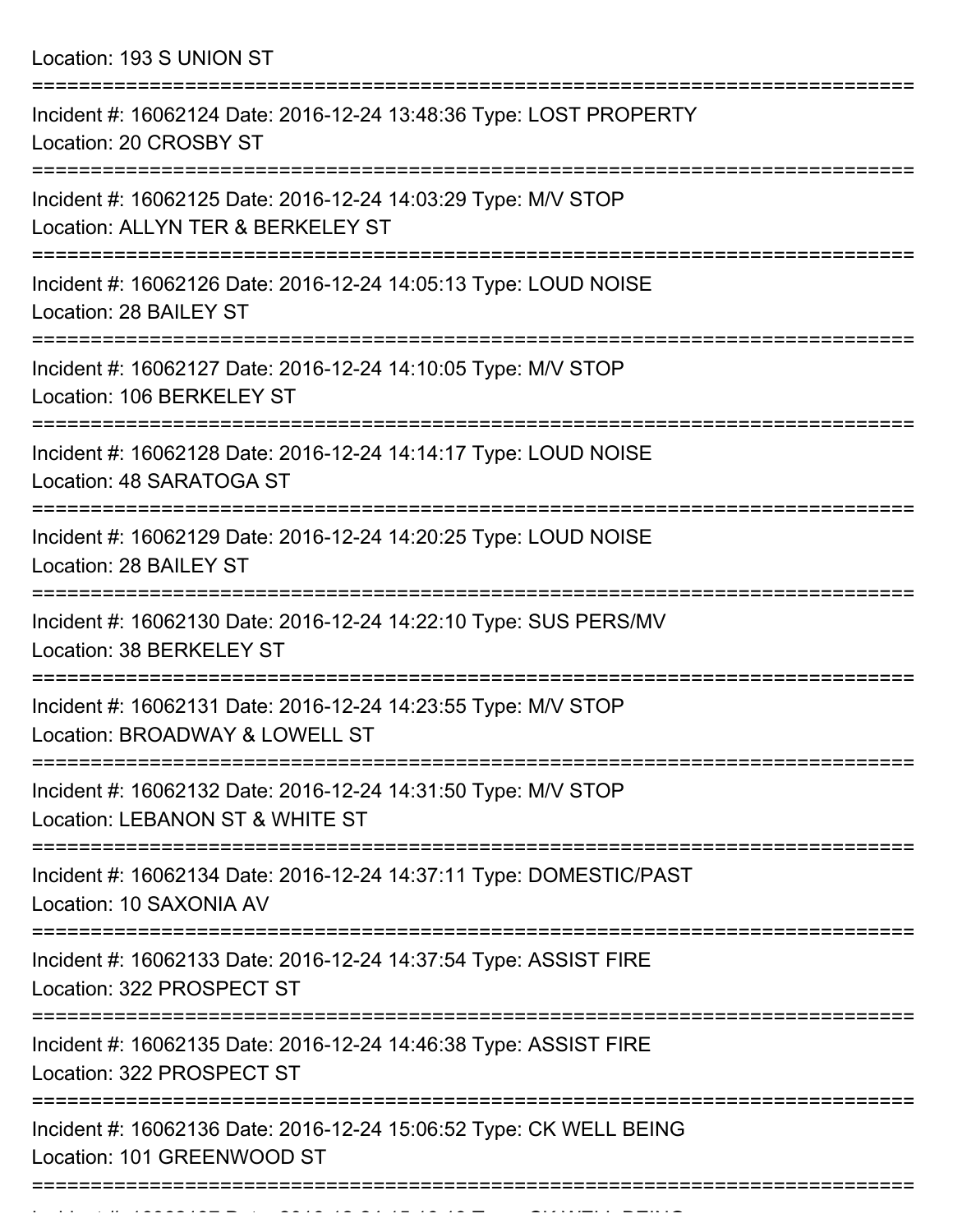Location: 193 S UNION ST

===========================================================================

Incident #: 16062124 Date: 2016-12-24 13:48:36 Type: LOST PROPERTY
Location: 20 CROSBY ST

===========================================================================

Incident #: 16062125 Date: 2016-12-24 14:03:29 Type: M/V STOP
Location: ALLYN TER & BERKELEY ST

===========================================================================

Incident #: 16062126 Date: 2016-12-24 14:05:13 Type: LOUD NOISE
Location: 28 BAILEY ST

===========================================================================

Incident #: 16062127 Date: 2016-12-24 14:10:05 Type: M/V STOP
Location: 106 BERKELEY ST

===========================================================================

Incident #: 16062128 Date: 2016-12-24 14:14:17 Type: LOUD NOISE
Location: 48 SARATOGA ST

===========================================================================

Incident #: 16062129 Date: 2016-12-24 14:20:25 Type: LOUD NOISE
Location: 28 BAILEY ST

===========================================================================

Incident #: 16062130 Date: 2016-12-24 14:22:10 Type: SUS PERS/MV
Location: 38 BERKELEY ST

===========================================================================

Incident #: 16062131 Date: 2016-12-24 14:23:55 Type: M/V STOP
Location: BROADWAY & LOWELL ST

===========================================================================

Incident #: 16062132 Date: 2016-12-24 14:31:50 Type: M/V STOP
Location: LEBANON ST & WHITE ST

===========================================================================

Incident #: 16062134 Date: 2016-12-24 14:37:11 Type: DOMESTIC/PAST
Location: 10 SAXONIA AV

===========================================================================

Incident #: 16062133 Date: 2016-12-24 14:37:54 Type: ASSIST FIRE
Location: 322 PROSPECT ST

===========================================================================

Incident #: 16062135 Date: 2016-12-24 14:46:38 Type: ASSIST FIRE
Location: 322 PROSPECT ST

===========================================================================

Incident #: 16062136 Date: 2016-12-24 15:06:52 Type: CK WELL BEING
Location: 101 GREENWOOD ST

===========================================================================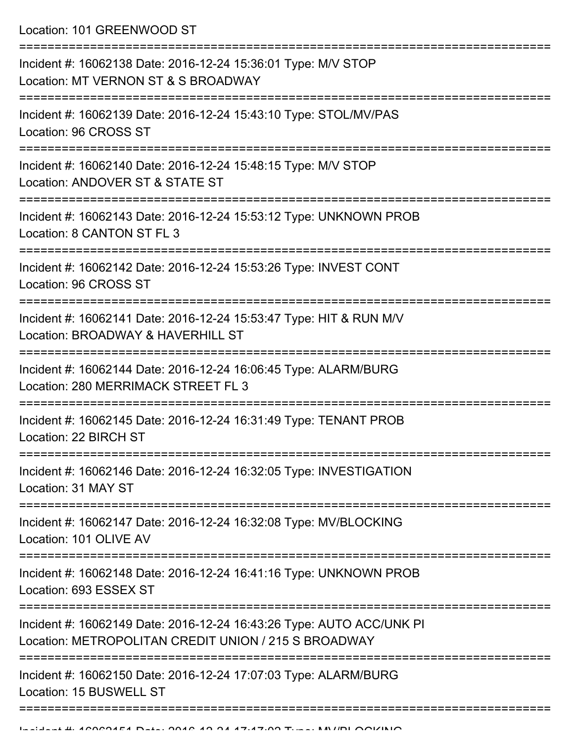Location: 101 GREENWOOD ST

===========================================================================

Incident #: 16062138 Date: 2016-12-24 15:36:01 Type: M/V STOP
Location: MT VERNON ST & S BROADWAY

===========================================================================

Incident #: 16062139 Date: 2016-12-24 15:43:10 Type: STOL/MV/PAS
Location: 96 CROSS ST

===========================================================================

Incident #: 16062140 Date: 2016-12-24 15:48:15 Type: M/V STOP
Location: ANDOVER ST & STATE ST

===========================================================================

Incident #: 16062143 Date: 2016-12-24 15:53:12 Type: UNKNOWN PROB
Location: 8 CANTON ST FL 3

===========================================================================

Incident #: 16062142 Date: 2016-12-24 15:53:26 Type: INVEST CONT
Location: 96 CROSS ST

===========================================================================

Incident #: 16062141 Date: 2016-12-24 15:53:47 Type: HIT & RUN M/V
Location: BROADWAY & HAVERHILL ST

===========================================================================

Incident #: 16062144 Date: 2016-12-24 16:06:45 Type: ALARM/BURG
Location: 280 MERRIMACK STREET FL 3

===========================================================================

Incident #: 16062145 Date: 2016-12-24 16:31:49 Type: TENANT PROB
Location: 22 BIRCH ST

===========================================================================

Incident #: 16062146 Date: 2016-12-24 16:32:05 Type: INVESTIGATION
Location: 31 MAY ST

===========================================================================

Incident #: 16062147 Date: 2016-12-24 16:32:08 Type: MV/BLOCKING
Location: 101 OLIVE AV

===========================================================================

Incident #: 16062148 Date: 2016-12-24 16:41:16 Type: UNKNOWN PROB
Location: 693 ESSEX ST

===========================================================================

Incident #: 16062149 Date: 2016-12-24 16:43:26 Type: AUTO ACC/UNK PI
Location: METROPOLITAN CREDIT UNION / 215 S BROADWAY

===========================================================================

Incident #: 16062150 Date: 2016-12-24 17:07:03 Type: ALARM/BURG
Location: 15 BUSWELL ST

===========================================================================

Incident #: 16062151 Date: 2016-12-24 17:17:03 Type: MV/BLOCKING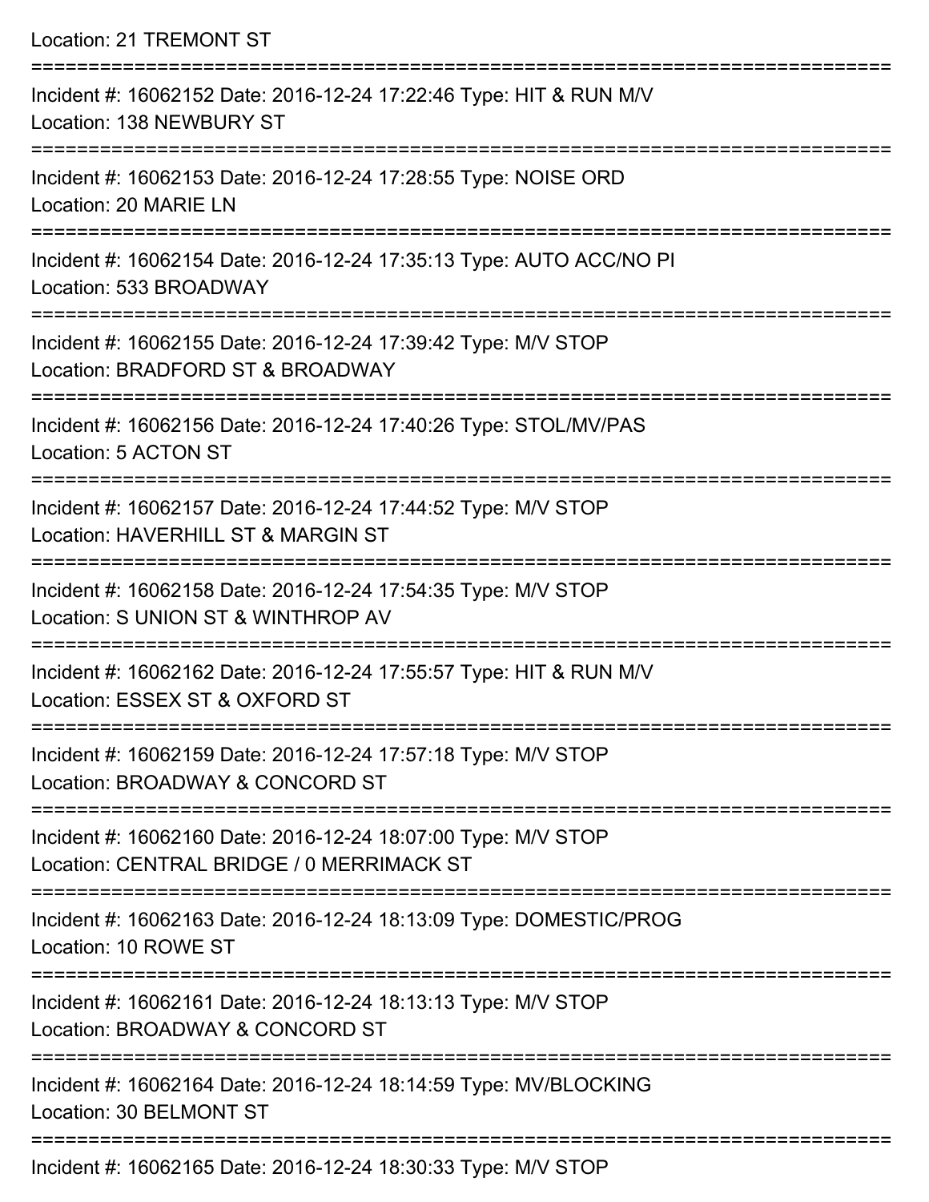Location: 21 TREMONT ST

===========================================================================

Incident #: 16062152 Date: 2016-12-24 17:22:46 Type: HIT & RUN M/V
Location: 138 NEWBURY ST

===========================================================================

Incident #: 16062153 Date: 2016-12-24 17:28:55 Type: NOISE ORD
Location: 20 MARIE LN

===========================================================================

Incident #: 16062154 Date: 2016-12-24 17:35:13 Type: AUTO ACC/NO PI
Location: 533 BROADWAY

===========================================================================

Incident #: 16062155 Date: 2016-12-24 17:39:42 Type: M/V STOP
Location: BRADFORD ST & BROADWAY

===========================================================================

Incident #: 16062156 Date: 2016-12-24 17:40:26 Type: STOL/MV/PAS
Location: 5 ACTON ST

===========================================================================

Incident #: 16062157 Date: 2016-12-24 17:44:52 Type: M/V STOP
Location: HAVERHILL ST & MARGIN ST

===========================================================================

Incident #: 16062158 Date: 2016-12-24 17:54:35 Type: M/V STOP
Location: S UNION ST & WINTHROP AV

===========================================================================

Incident #: 16062162 Date: 2016-12-24 17:55:57 Type: HIT & RUN M/V
Location: ESSEX ST & OXFORD ST

===========================================================================

Incident #: 16062159 Date: 2016-12-24 17:57:18 Type: M/V STOP
Location: BROADWAY & CONCORD ST

===========================================================================

Incident #: 16062160 Date: 2016-12-24 18:07:00 Type: M/V STOP
Location: CENTRAL BRIDGE / 0 MERRIMACK ST

===========================================================================

Incident #: 16062163 Date: 2016-12-24 18:13:09 Type: DOMESTIC/PROG
Location: 10 ROWE ST

===========================================================================

Incident #: 16062161 Date: 2016-12-24 18:13:13 Type: M/V STOP
Location: BROADWAY & CONCORD ST

===========================================================================

Incident #: 16062164 Date: 2016-12-24 18:14:59 Type: MV/BLOCKING
Location: 30 BELMONT ST

===========================================================================

Incident #: 16062165 Date: 2016-12-24 18:30:33 Type: M/V STOP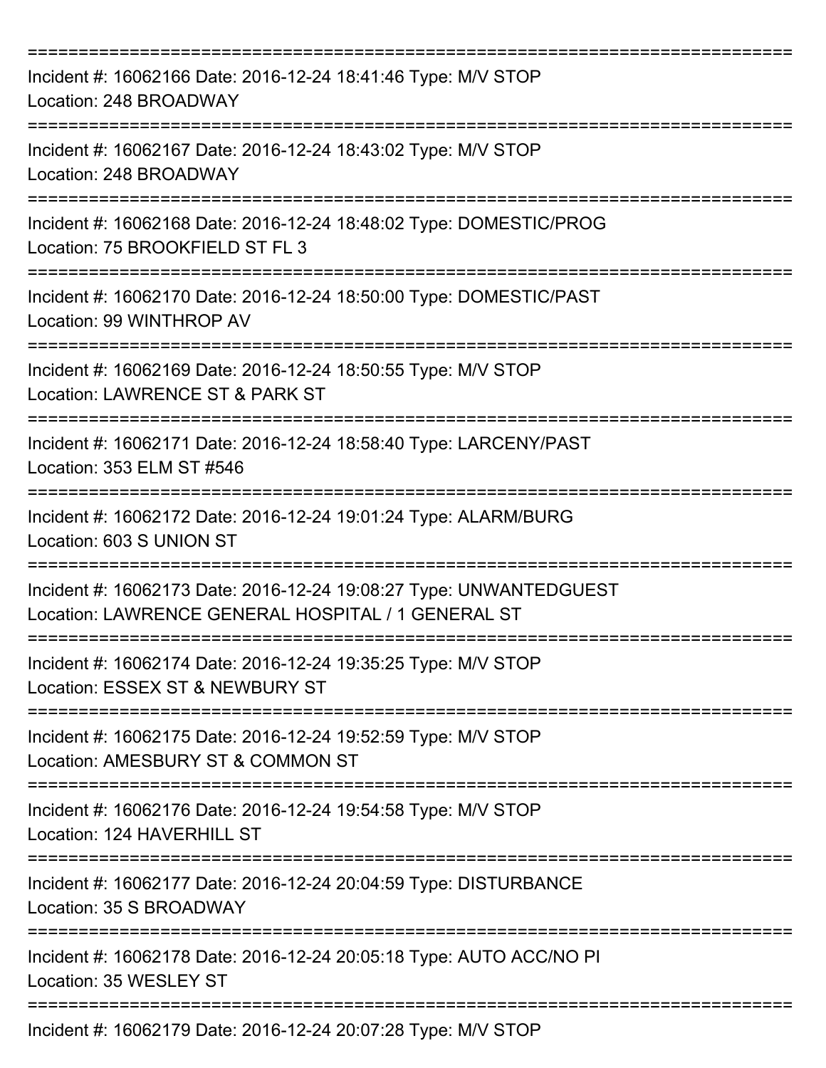===========================================================================

Incident #: 16062166 Date: 2016-12-24 18:41:46 Type: M/V STOP
Location: 248 BROADWAY

===========================================================================

Incident #: 16062167 Date: 2016-12-24 18:43:02 Type: M/V STOP
Location: 248 BROADWAY

===========================================================================

Incident #: 16062168 Date: 2016-12-24 18:48:02 Type: DOMESTIC/PROG
Location: 75 BROOKFIELD ST FL 3

===========================================================================

Incident #: 16062170 Date: 2016-12-24 18:50:00 Type: DOMESTIC/PAST
Location: 99 WINTHROP AV

===========================================================================

Incident #: 16062169 Date: 2016-12-24 18:50:55 Type: M/V STOP
Location: LAWRENCE ST & PARK ST

===========================================================================

Incident #: 16062171 Date: 2016-12-24 18:58:40 Type: LARCENY/PAST
Location: 353 ELM ST #546

===========================================================================

Incident #: 16062172 Date: 2016-12-24 19:01:24 Type: ALARM/BURG
Location: 603 S UNION ST

===========================================================================

Incident #: 16062173 Date: 2016-12-24 19:08:27 Type: UNWANTEDGUEST
Location: LAWRENCE GENERAL HOSPITAL / 1 GENERAL ST

===========================================================================

Incident #: 16062174 Date: 2016-12-24 19:35:25 Type: M/V STOP
Location: ESSEX ST & NEWBURY ST

===========================================================================

Incident #: 16062175 Date: 2016-12-24 19:52:59 Type: M/V STOP
Location: AMESBURY ST & COMMON ST

===========================================================================

Incident #: 16062176 Date: 2016-12-24 19:54:58 Type: M/V STOP
Location: 124 HAVERHILL ST

===========================================================================

Incident #: 16062177 Date: 2016-12-24 20:04:59 Type: DISTURBANCE
Location: 35 S BROADWAY

===========================================================================

Incident #: 16062178 Date: 2016-12-24 20:05:18 Type: AUTO ACC/NO PI
Location: 35 WESLEY ST

===========================================================================

Incident #: 16062179 Date: 2016-12-24 20:07:28 Type: M/V STOP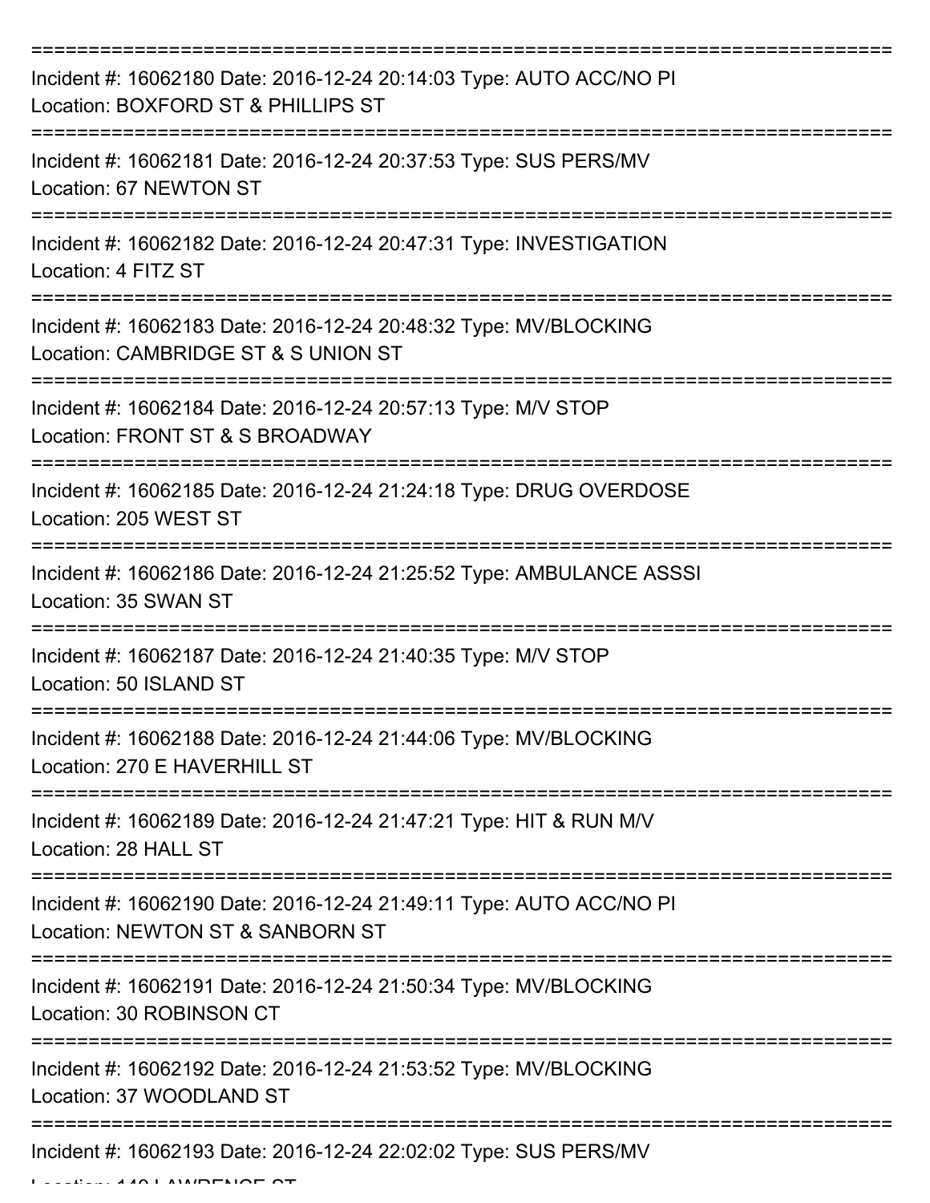===========================================================================

Incident #: 16062180 Date: 2016-12-24 20:14:03 Type: AUTO ACC/NO PI
Location: BOXFORD ST & PHILLIPS ST

===========================================================================

Incident #: 16062181 Date: 2016-12-24 20:37:53 Type: SUS PERS/MV
Location: 67 NEWTON ST

===========================================================================

Incident #: 16062182 Date: 2016-12-24 20:47:31 Type: INVESTIGATION
Location: 4 FITZ ST

===========================================================================

Incident #: 16062183 Date: 2016-12-24 20:48:32 Type: MV/BLOCKING
Location: CAMBRIDGE ST & S UNION ST

===========================================================================

Incident #: 16062184 Date: 2016-12-24 20:57:13 Type: M/V STOP
Location: FRONT ST & S BROADWAY

===========================================================================

Incident #: 16062185 Date: 2016-12-24 21:24:18 Type: DRUG OVERDOSE
Location: 205 WEST ST

===========================================================================

Incident #: 16062186 Date: 2016-12-24 21:25:52 Type: AMBULANCE ASSSI
Location: 35 SWAN ST

===========================================================================

Incident #: 16062187 Date: 2016-12-24 21:40:35 Type: M/V STOP
Location: 50 ISLAND ST

===========================================================================

Incident #: 16062188 Date: 2016-12-24 21:44:06 Type: MV/BLOCKING
Location: 270 E HAVERHILL ST

===========================================================================

Incident #: 16062189 Date: 2016-12-24 21:47:21 Type: HIT & RUN M/V
Location: 28 HALL ST

===========================================================================

Incident #: 16062190 Date: 2016-12-24 21:49:11 Type: AUTO ACC/NO PI
Location: NEWTON ST & SANBORN ST

===========================================================================

Incident #: 16062191 Date: 2016-12-24 21:50:34 Type: MV/BLOCKING
Location: 30 ROBINSON CT

===========================================================================

Incident #: 16062192 Date: 2016-12-24 21:53:52 Type: MV/BLOCKING
Location: 37 WOODLAND ST

===========================================================================

Incident #: 16062193 Date: 2016-12-24 22:02:02 Type: SUS PERS/MV
Location: 149 LAWRENCE ST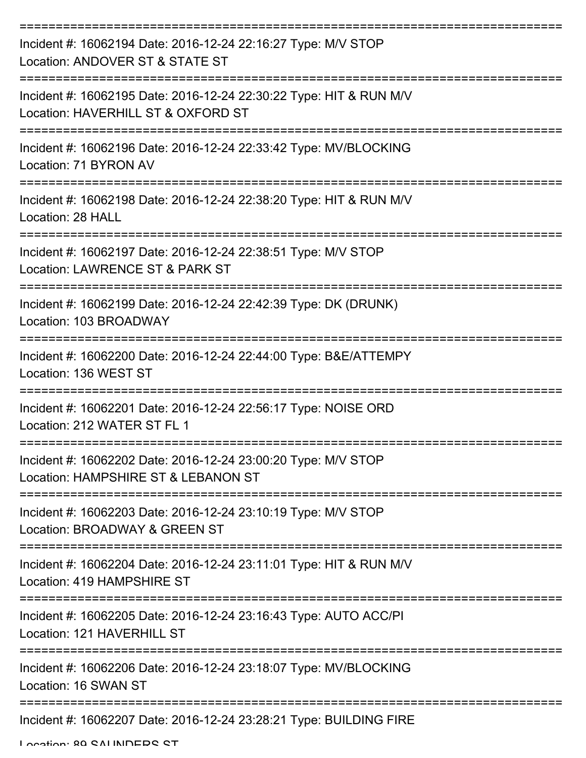===========================================================================

Incident #: 16062194 Date: 2016-12-24 22:16:27 Type: M/V STOP
Location: ANDOVER ST & STATE ST

===========================================================================

Incident #: 16062195 Date: 2016-12-24 22:30:22 Type: HIT & RUN M/V
Location: HAVERHILL ST & OXFORD ST

===========================================================================

Incident #: 16062196 Date: 2016-12-24 22:33:42 Type: MV/BLOCKING
Location: 71 BYRON AV

===========================================================================

Incident #: 16062198 Date: 2016-12-24 22:38:20 Type: HIT & RUN M/V
Location: 28 HALL

===========================================================================

Incident #: 16062197 Date: 2016-12-24 22:38:51 Type: M/V STOP
Location: LAWRENCE ST & PARK ST

===========================================================================

Incident #: 16062199 Date: 2016-12-24 22:42:39 Type: DK (DRUNK)
Location: 103 BROADWAY

===========================================================================

Incident #: 16062200 Date: 2016-12-24 22:44:00 Type: B&E/ATTEMPY
Location: 136 WEST ST

===========================================================================

Incident #: 16062201 Date: 2016-12-24 22:56:17 Type: NOISE ORD
Location: 212 WATER ST FL 1

===========================================================================

Incident #: 16062202 Date: 2016-12-24 23:00:20 Type: M/V STOP
Location: HAMPSHIRE ST & LEBANON ST

===========================================================================

Incident #: 16062203 Date: 2016-12-24 23:10:19 Type: M/V STOP
Location: BROADWAY & GREEN ST

===========================================================================

Incident #: 16062204 Date: 2016-12-24 23:11:01 Type: HIT & RUN M/V
Location: 419 HAMPSHIRE ST

===========================================================================

Incident #: 16062205 Date: 2016-12-24 23:16:43 Type: AUTO ACC/PI
Location: 121 HAVERHILL ST

===========================================================================

Incident #: 16062206 Date: 2016-12-24 23:18:07 Type: MV/BLOCKING
Location: 16 SWAN ST

===========================================================================

Incident #: 16062207 Date: 2016-12-24 23:28:21 Type: BUILDING FIRE
Location: 89 SAUNDERS ST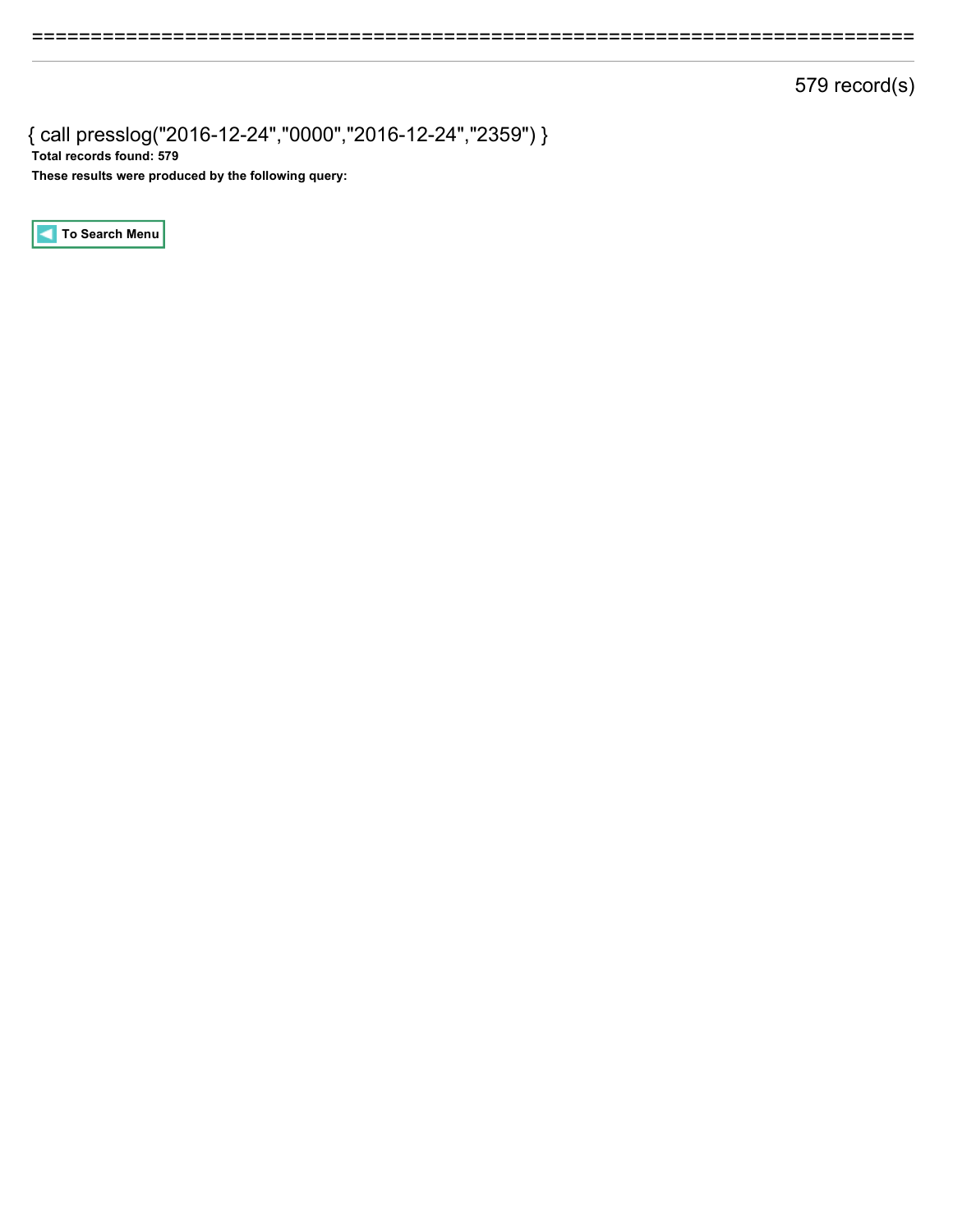=============================================================================

579 record(s)

{ call presslog("2016-12-24","0000","2016-12-24","2359") }

**Total records found: 579**

**These results were produced by the following query:**

**To Search Menu**